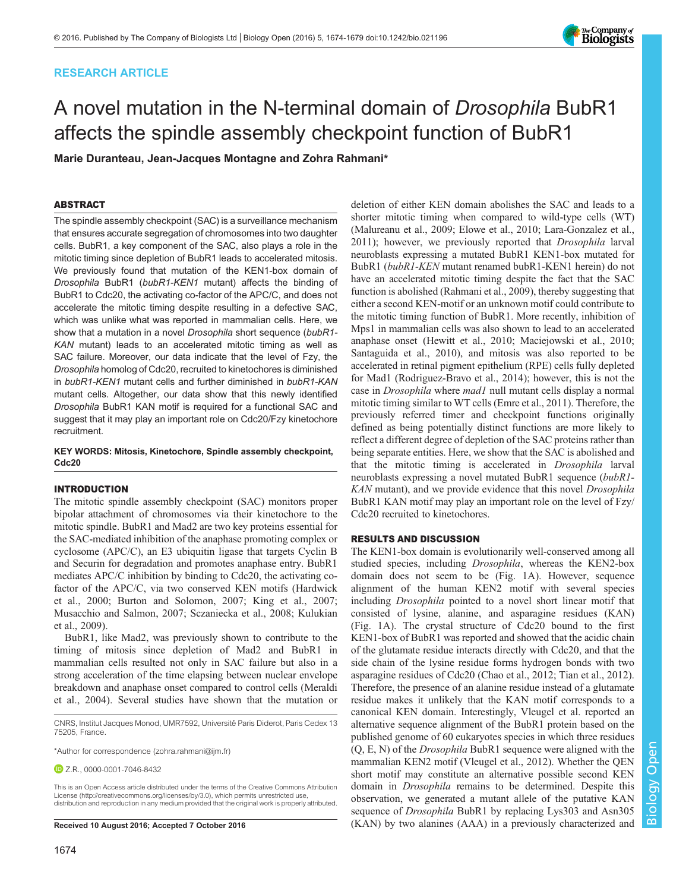RESEARCH ARTICLE

# A novel mutation in the N-terminal domain of *Drosophila* BubR1 affects the spindle assembly checkpoint function of BubR1

**Marie Duranteau, Jean-Jacques Montagne and Zohra Rahmani***

## ABSTRACT

The spindle assembly checkpoint (SAC) is a surveillance mechanism that ensures accurate segregation of chromosomes into two daughter cells. BubR1, a key component of the SAC, also plays a role in the mitotic timing since depletion of BubR1 leads to accelerated mitosis. We previously found that mutation of the KEN1-box domain of *Drosophila* BubR1 (*bubR1-KEN1* mutant) affects the binding of BubR1 to Cdc20, the activating co-factor of the APC/C, and does not accelerate the mitotic timing despite resulting in a defective SAC, which was unlike what was reported in mammalian cells. Here, we show that a mutation in a novel *Drosophila* short sequence (*bubR1-KAN* mutant) leads to an accelerated mitotic timing as well as SAC failure. Moreover, our data indicate that the level of Fzy, the *Drosophila* homolog of Cdc20, recruited to kinetochores is diminished in *bubR1-KEN1* mutant cells and further diminished in *bubR1-KAN* mutant cells. Altogether, our data show that this newly identified *Drosophila* BubR1 KAN motif is required for a functional SAC and suggest that it may play an important role on Cdc20/Fzy kinetochore recruitment.

**KEY WORDS: Mitosis, Kinetochore, Spindle assembly checkpoint, Cdc20**

## INTRODUCTION

The mitotic spindle assembly checkpoint (SAC) monitors proper bipolar attachment of chromosomes via their kinetochore to the mitotic spindle. BubR1 and Mad2 are two key proteins essential for the SAC-mediated inhibition of the anaphase promoting complex or cyclosome (APC/C), an E3 ubiquitin ligase that targets Cyclin B and Securin for degradation and promotes anaphase entry. BubR1 mediates APC/C inhibition by binding to Cdc20, the activating co-factor of the APC/C, via two conserved KEN motifs (Hardwick et al., 2000; Burton and Solomon, 2007; King et al., 2007; Musacchio and Salmon, 2007; Sczaniecka et al., 2008; Kulukian et al., 2009).

BubR1, like Mad2, was previously shown to contribute to the timing of mitosis since depletion of Mad2 and BubR1 in mammalian cells resulted not only in SAC failure but also in a strong acceleration of the time elapsing between nuclear envelope breakdown and anaphase onset compared to control cells (Meraldi et al., 2004). Several studies have shown that the mutation or deletion of either KEN domain abolishes the SAC and leads to a shorter mitotic timing when compared to wild-type cells (WT) (Malureanu et al., 2009; Elowe et al., 2010; Lara-Gonzalez et al., 2011); however, we previously reported that *Drosophila* larval neuroblasts expressing a mutated BubR1 KEN1-box mutated for BubR1 (*bubR1-KEN* mutant renamed bubR1-KEN1 herein) do not have an accelerated mitotic timing despite the fact that the SAC function is abolished (Rahmani et al., 2009), thereby suggesting that either a second KEN-motif or an unknown motif could contribute to the mitotic timing function of BubR1. More recently, inhibition of Mps1 in mammalian cells was also shown to lead to an accelerated anaphase onset (Hewitt et al., 2010; Maciejowski et al., 2010; Santaguida et al., 2010), and mitosis was also reported to be accelerated in retinal pigment epithelium (RPE) cells fully depleted for Mad1 (Rodriguez-Bravo et al., 2014); however, this is not the case in *Drosophila* where *mad1* null mutant cells display a normal mitotic timing similar to WT cells (Emre et al., 2011). Therefore, the previously referred timer and checkpoint functions originally defined as being potentially distinct functions are more likely to reflect a different degree of depletion of the SAC proteins rather than being separate entities. Here, we show that the SAC is abolished and that the mitotic timing is accelerated in *Drosophila* larval neuroblasts expressing a novel mutated BubR1 sequence (*bubR1-KAN* mutant), and we provide evidence that this novel *Drosophila* BubR1 KAN motif may play an important role on the level of Fzy/Cdc20 recruited to kinetochores.

## RESULTS AND DISCUSSION

The KEN1-box domain is evolutionarily well-conserved among all studied species, including *Drosophila*, whereas the KEN2-box domain does not seem to be (Fig. 1A). However, sequence alignment of the human KEN2 motif with several species including *Drosophila* pointed to a novel short linear motif that consisted of lysine, alanine, and asparagine residues (KAN) (Fig. 1A). The crystal structure of Cdc20 bound to the first KEN1-box of BubR1 was reported and showed that the acidic chain of the glutamate residue interacts directly with Cdc20, and that the side chain of the lysine residue forms hydrogen bonds with two asparagine residues of Cdc20 (Chao et al., 2012; Tian et al., 2012). Therefore, the presence of an alanine residue instead of a glutamate residue makes it unlikely that the KAN motif corresponds to a canonical KEN domain. Interestingly, Vleugel et al. reported an alternative sequence alignment of the BubR1 protein based on the published genome of 60 eukaryotes species in which three residues (Q, E, N) of the *Drosophila* BubR1 sequence were aligned with the mammalian KEN2 motif (Vleugel et al., 2012). Whether the QEN short motif may constitute an alternative possible second KEN domain in *Drosophila* remains to be determined. Despite this observation, we generated a mutant allele of the putative KAN sequence of *Drosophila* BubR1 by replacing Lys303 and Asn305 (KAN) by two alanines (AAA) in a previously characterized and

CNRS, Institut Jacques Monod, UMR7592, Université Paris Diderot, Paris Cedex 13 75205, France.

*Author for correspondence (zohra.rahmani@ijm.fr)

Z.R., 0000-0001-7046-8432

This is an Open Access article distributed under the terms of the Creative Commons Attribution License (http://creativecommons.org/licenses/by/3.0), which permits unrestricted use, distribution and reproduction in any medium provided that the original work is properly attributed.

**Received 10 August 2016; Accepted 7 October 2016**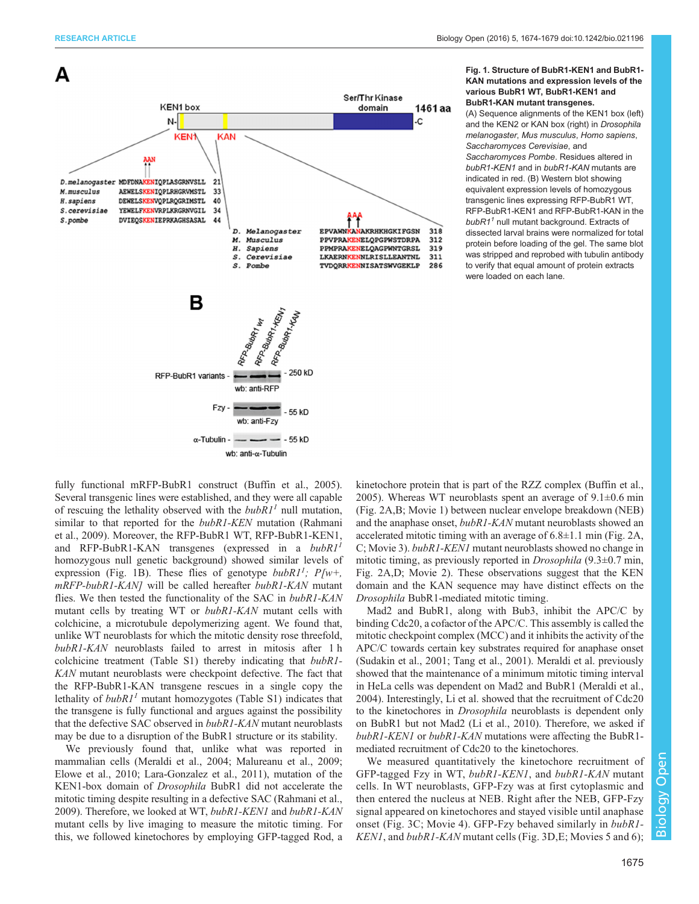**Fig. 1. Structure of BubR1-KEN1 and BubR1-KAN mutations and expression levels of the various BubR1 WT, BubR1-KEN1 and BubR1-KAN mutant transgenes.** (A) Sequence alignments of the KEN1 box (left) and the KEN2 or KAN box (right) in *Drosophila melanogaster*, *Mus musculus*, *Homo sapiens*, *Saccharomyces Cerevisiae*, and *Saccharomyces Pombe*. Residues altered in *bubR1-KEN1* and in *bubR1-KAN* mutants are indicated in red. (B) Western blot showing equivalent expression levels of homozygous transgenic lines expressing RFP-BubR1 WT, RFP-BubR1-KEN1 and RFP-BubR1-KAN in the *bubR1*[1] null mutant background. Extracts of dissected larval brains were normalized for total protein before loading of the gel. The same blot was stripped and reprobed with tubulin antibody to verify that equal amount of protein extracts were loaded on each lane.

fully functional mRFP-BubR1 construct (Buffin et al., 2005). Several transgenic lines were established, and they were all capable of rescuing the lethality observed with the *bubR1*[1] null mutation, similar to that reported for the *bubR1-KEN* mutation (Rahmani et al., 2009). Moreover, the RFP-BubR1 WT, RFP-BubR1-KEN1, and RFP-BubR1-KAN transgenes (expressed in a *bubR1*[1] homozygous null genetic background) showed similar levels of expression (Fig. 1B). These flies of genotype *bubR1*[1]*; P[w+, mRFP-bubR1-KAN]* will be called hereafter *bubR1-KAN* mutant flies. We then tested the functionality of the SAC in *bubR1-KAN* mutant cells by treating WT or *bubR1-KAN* mutant cells with colchicine, a microtubule depolymerizing agent. We found that, unlike WT neuroblasts for which the mitotic density rose threefold, *bubR1-KAN* neuroblasts failed to arrest in mitosis after 1 h colchicine treatment (Table S1) thereby indicating that *bubR1-KAN* mutant neuroblasts were checkpoint defective. The fact that the RFP-BubR1-KAN transgene rescues in a single copy the lethality of *bubR1*[1] mutant homozygotes (Table S1) indicates that the transgene is fully functional and argues against the possibility that the defective SAC observed in *bubR1-KAN* mutant neuroblasts may be due to a disruption of the BubR1 structure or its stability.

We previously found that, unlike what was reported in mammalian cells (Meraldi et al., 2004; Malureanu et al., 2009; Elowe et al., 2010; Lara-Gonzalez et al., 2011), mutation of the KEN1-box domain of *Drosophila* BubR1 did not accelerate the mitotic timing despite resulting in a defective SAC (Rahmani et al., 2009). Therefore, we looked at WT, *bubR1-KEN1* and *bubR1-KAN* mutant cells by live imaging to measure the mitotic timing. For this, we followed kinetochores by employing GFP-tagged Rod, a kinetochore protein that is part of the RZZ complex (Buffin et al., 2005). Whereas WT neuroblasts spent an average of 9.1±0.6 min (Fig. 2A,B; Movie 1) between nuclear envelope breakdown (NEB) and the anaphase onset, *bubR1-KAN* mutant neuroblasts showed an accelerated mitotic timing with an average of 6.8±1.1 min (Fig. 2A, C; Movie 3). *bubR1-KEN1* mutant neuroblasts showed no change in mitotic timing, as previously reported in *Drosophila* (9.3±0.7 min, Fig. 2A,D; Movie 2). These observations suggest that the KEN domain and the KAN sequence may have distinct effects on the *Drosophila* BubR1-mediated mitotic timing.

Mad2 and BubR1, along with Bub3, inhibit the APC/C by binding Cdc20, a cofactor of the APC/C. This assembly is called the mitotic checkpoint complex (MCC) and it inhibits the activity of the APC/C towards certain key substrates required for anaphase onset (Sudakin et al., 2001; Tang et al., 2001). Meraldi et al. previously showed that the maintenance of a minimum mitotic timing interval in HeLa cells was dependent on Mad2 and BubR1 (Meraldi et al., 2004). Interestingly, Li et al. showed that the recruitment of Cdc20 to the kinetochores in *Drosophila* neuroblasts is dependent only on BubR1 but not Mad2 (Li et al., 2010). Therefore, we asked if *bubR1-KEN1* or *bubR1-KAN* mutations were affecting the BubR1-mediated recruitment of Cdc20 to the kinetochores.

We measured quantitatively the kinetochore recruitment of GFP-tagged Fzy in WT, *bubR1-KEN1*, and *bubR1-KAN* mutant cells. In WT neuroblasts, GFP-Fzy was at first cytoplasmic and then entered the nucleus at NEB. Right after the NEB, GFP-Fzy signal appeared on kinetochores and stayed visible until anaphase onset (Fig. 3C; Movie 4). GFP-Fzy behaved similarly in *bubR1-KEN1*, and *bubR1-KAN* mutant cells (Fig. 3D,E; Movies 5 and 6);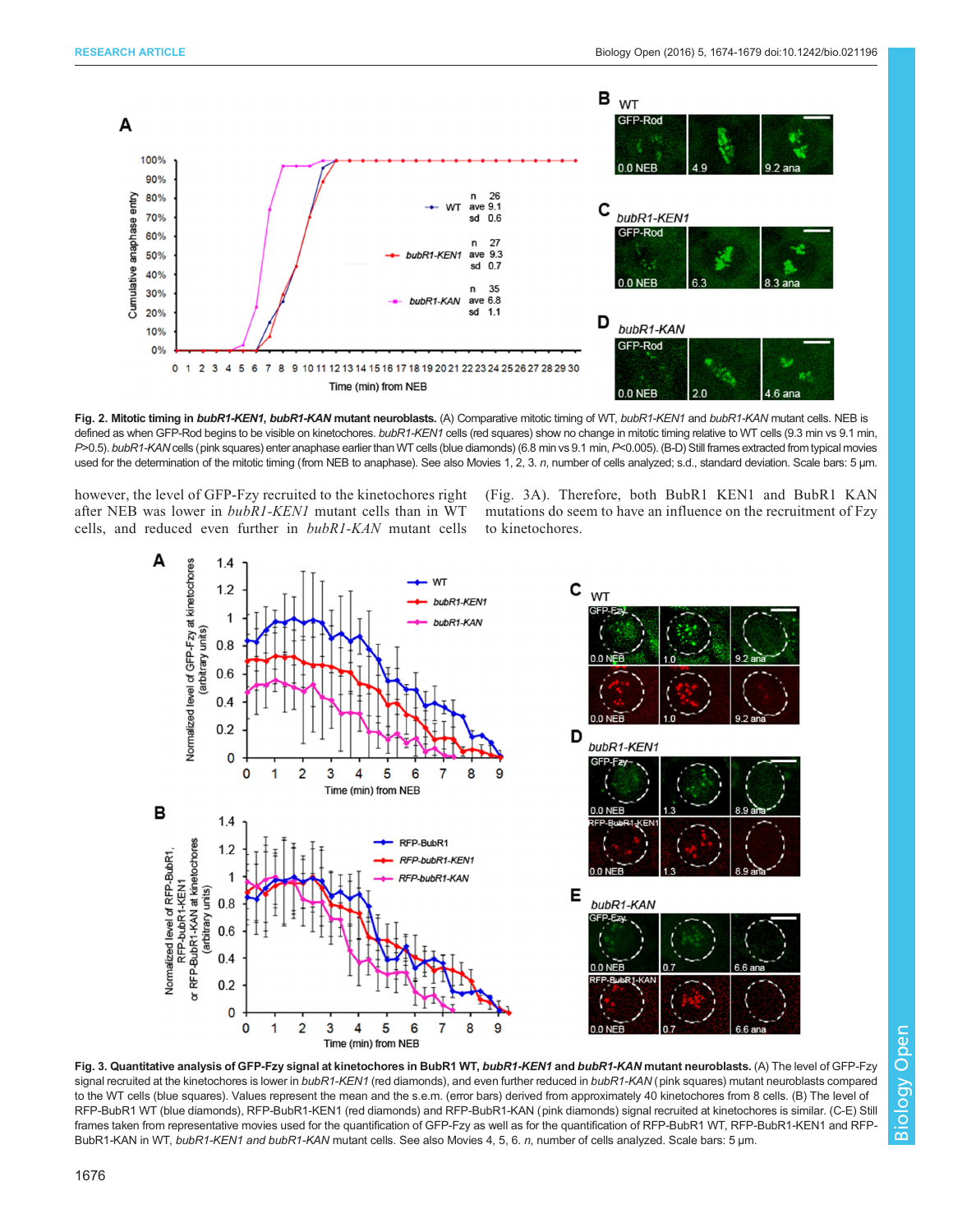**Fig. 2. Mitotic timing in *bubR1-KEN1*, *bubR1-KAN* mutant neuroblasts.** (A) Comparative mitotic timing of WT, *bubR1-KEN1* and *bubR1-KAN* mutant cells. NEB is defined as when GFP-Rod begins to be visible on kinetochores. *bubR1-KEN1* cells (red squares) show no change in mitotic timing relative to WT cells (9.3 min vs 9.1 min, $P>0.5$). *bubR1-KAN* cells (pink squares) enter anaphase earlier than WT cells (blue diamonds) (6.8 min vs 9.1 min, $P<0.005$). (B-D) Still frames extracted from typical movies used for the determination of the mitotic timing (from NEB to anaphase). See also Movies 1, 2, 3. *n*, number of cells analyzed; s.d., standard deviation. Scale bars: 5 µm.

however, the level of GFP-Fzy recruited to the kinetochores right after NEB was lower in *bubR1-KEN1* mutant cells than in WT cells, and reduced even further in *bubR1-KAN* mutant cells (Fig. 3A). Therefore, both BubR1 KEN1 and BubR1 KAN mutations do seem to have an influence on the recruitment of Fzy to kinetochores.

**Fig. 3. Quantitative analysis of GFP-Fzy signal at kinetochores in BubR1 WT, *bubR1-KEN1* and *bubR1-KAN* mutant neuroblasts.** (A) The level of GFP-Fzy signal recruited at the kinetochores is lower in *bubR1-KEN1* (red diamonds), and even further reduced in *bubR1-KAN* (pink squares) mutant neuroblasts compared to the WT cells (blue squares). Values represent the mean and the s.e.m. (error bars) derived from approximately 40 kinetochores from 8 cells. (B) The level of RFP-BubR1 WT (blue diamonds), RFP-BubR1-KEN1 (red diamonds) and RFP-BubR1-KAN (pink diamonds) signal recruited at kinetochores is similar. (C-E) Still frames taken from representative movies used for the quantification of GFP-Fzy as well as for the quantification of RFP-BubR1 WT, RFP-BubR1-KEN1 and RFP-BubR1-KAN in WT, *bubR1-KEN1 and bubR1-KAN* mutant cells. See also Movies 4, 5, 6. *n*, number of cells analyzed. Scale bars: 5 µm.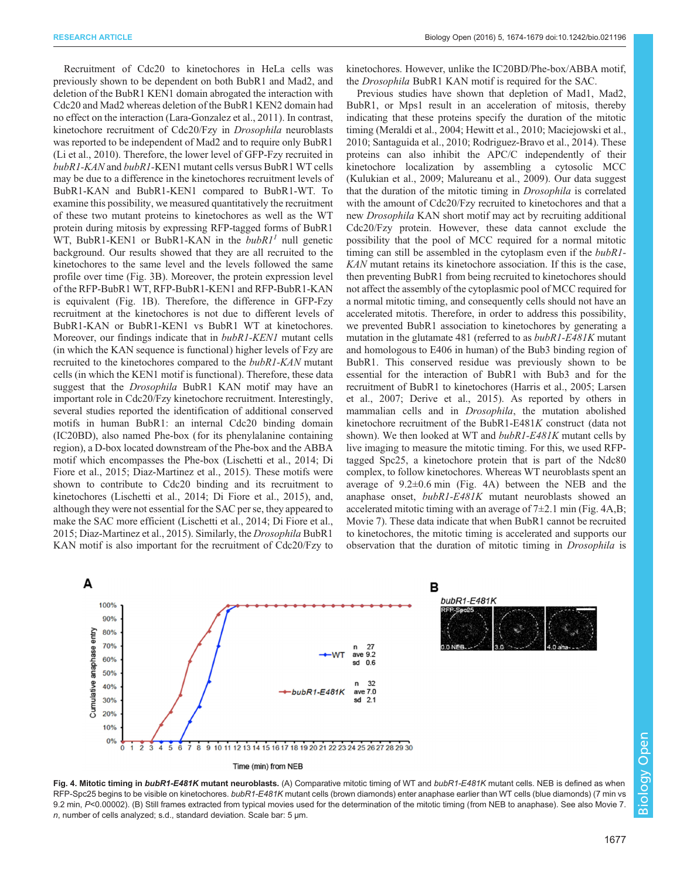Recruitment of Cdc20 to kinetochores in HeLa cells was previously shown to be dependent on both BubR1 and Mad2, and deletion of the BubR1 KEN1 domain abrogated the interaction with Cdc20 and Mad2 whereas deletion of the BubR1 KEN2 domain had no effect on the interaction (Lara-Gonzalez et al., 2011). In contrast, kinetochore recruitment of Cdc20/Fzy in *Drosophila* neuroblasts was reported to be independent of Mad2 and to require only BubR1 (Li et al., 2010). Therefore, the lower level of GFP-Fzy recruited in *bubR1-KAN* and *bubR1*-KEN1 mutant cells versus BubR1 WT cells may be due to a difference in the kinetochores recruitment levels of BubR1-KAN and BubR1-KEN1 compared to BubR1-WT. To examine this possibility, we measured quantitatively the recruitment of these two mutant proteins to kinetochores as well as the WT protein during mitosis by expressing RFP-tagged forms of BubR1 WT, BubR1-KEN1 or BubR1-KAN in the *bubR1*[1] null genetic background. Our results showed that they are all recruited to the kinetochores to the same level and the levels followed the same profile over time (Fig. 3B). Moreover, the protein expression level of the RFP-BubR1 WT, RFP-BubR1-KEN1 and RFP-BubR1-KAN is equivalent (Fig. 1B). Therefore, the difference in GFP-Fzy recruitment at the kinetochores is not due to different levels of BubR1-KAN or BubR1-KEN1 vs BubR1 WT at kinetochores. Moreover, our findings indicate that in *bubR1-KEN1* mutant cells (in which the KAN sequence is functional) higher levels of Fzy are recruited to the kinetochores compared to the *bubR1-KAN* mutant cells (in which the KEN1 motif is functional). Therefore, these data suggest that the *Drosophila* BubR1 KAN motif may have an important role in Cdc20/Fzy kinetochore recruitment. Interestingly, several studies reported the identification of additional conserved motifs in human BubR1: an internal Cdc20 binding domain (IC20BD), also named Phe-box (for its phenylalanine containing region), a D-box located downstream of the Phe-box and the ABBA motif which encompasses the Phe-box (Lischetti et al., 2014; Di Fiore et al., 2015; Diaz-Martinez et al., 2015). These motifs were shown to contribute to Cdc20 binding and its recruitment to kinetochores (Lischetti et al., 2014; Di Fiore et al., 2015), and, although they were not essential for the SAC per se, they appeared to make the SAC more efficient (Lischetti et al., 2014; Di Fiore et al., 2015; Diaz-Martinez et al., 2015). Similarly, the *Drosophila* BubR1 KAN motif is also important for the recruitment of Cdc20/Fzy to kinetochores. However, unlike the IC20BD/Phe-box/ABBA motif, the *Drosophila* BubR1 KAN motif is required for the SAC.

Previous studies have shown that depletion of Mad1, Mad2, BubR1, or Mps1 result in an acceleration of mitosis, thereby indicating that these proteins specify the duration of the mitotic timing (Meraldi et al., 2004; Hewitt et al., 2010; Maciejowski et al., 2010; Santaguida et al., 2010; Rodriguez-Bravo et al., 2014). These proteins can also inhibit the APC/C independently of their kinetochore localization by assembling a cytosolic MCC (Kulukian et al., 2009; Malureanu et al., 2009). Our data suggest that the duration of the mitotic timing in *Drosophila* is correlated with the amount of Cdc20/Fzy recruited to kinetochores and that a new *Drosophila* KAN short motif may act by recruiting additional Cdc20/Fzy protein. However, these data cannot exclude the possibility that the pool of MCC required for a normal mitotic timing can still be assembled in the cytoplasm even if the *bubR1-KAN* mutant retains its kinetochore association. If this is the case, then preventing BubR1 from being recruited to kinetochores should not affect the assembly of the cytoplasmic pool of MCC required for a normal mitotic timing, and consequently cells should not have an accelerated mitotis. Therefore, in order to address this possibility, we prevented BubR1 association to kinetochores by generating a mutation in the glutamate 481 (referred to as *bubR1-E481K* mutant and homologous to E406 in human) of the Bub3 binding region of BubR1. This conserved residue was previously shown to be essential for the interaction of BubR1 with Bub3 and for the recruitment of BubR1 to kinetochores (Harris et al., 2005; Larsen et al., 2007; Derive et al., 2015). As reported by others in mammalian cells and in *Drosophila*, the mutation abolished kinetochore recruitment of the BubR1-E481*K* construct (data not shown). We then looked at WT and *bubR1-E481K* mutant cells by live imaging to measure the mitotic timing. For this, we used RFP-tagged Spc25, a kinetochore protein that is part of the Ndc80 complex, to follow kinetochores. Whereas WT neuroblasts spent an average of 9.2±0.6 min (Fig. 4A) between the NEB and the anaphase onset, *bubR1-E481K* mutant neuroblasts showed an accelerated mitotic timing with an average of 7±2.1 min (Fig. 4A,B; Movie 7). These data indicate that when BubR1 cannot be recruited to kinetochores, the mitotic timing is accelerated and supports our observation that the duration of mitotic timing in *Drosophila* is

**Fig. 4. Mitotic timing in *bubR1-E481K* mutant neuroblasts.** (A) Comparative mitotic timing of WT and *bubR1-E481K* mutant cells. NEB is defined as when RFP-Spc25 begins to be visible on kinetochores. *bubR1-E481K* mutant cells (brown diamonds) enter anaphase earlier than WT cells (blue diamonds) (7 min vs 9.2 min, $P<0.00002$). (B) Still frames extracted from typical movies used for the determination of the mitotic timing (from NEB to anaphase). See also Movie 7. *n*, number of cells analyzed; s.d., standard deviation. Scale bar: 5 µm.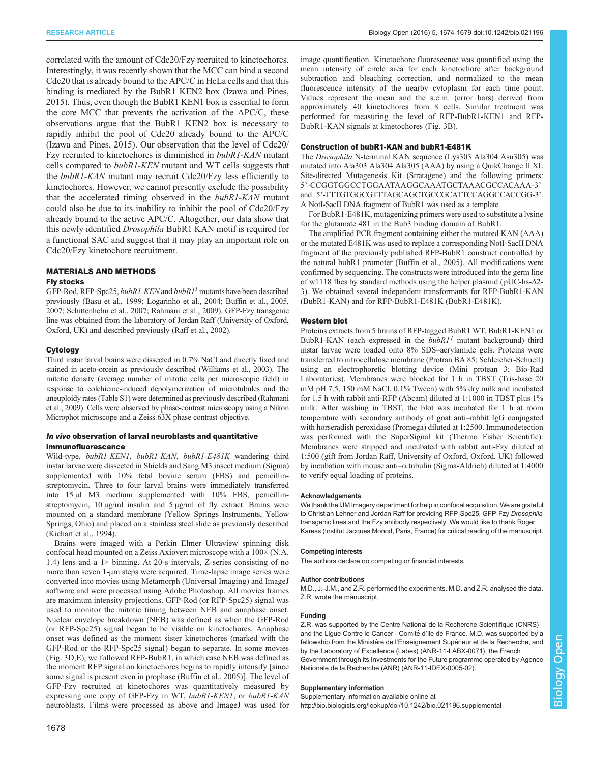correlated with the amount of Cdc20/Fzy recruited to kinetochores. Interestingly, it was recently shown that the MCC can bind a second Cdc20 that is already bound to the APC/C in HeLa cells and that this binding is mediated by the BubR1 KEN2 box (Izawa and Pines, 2015). Thus, even though the BubR1 KEN1 box is essential to form the core MCC that prevents the activation of the APC/C, these observations argue that the BubR1 KEN2 box is necessary to rapidly inhibit the pool of Cdc20 already bound to the APC/C (Izawa and Pines, 2015). Our observation that the level of Cdc20/Fzy recruited to kinetochores is diminished in *bubR1-KAN* mutant cells compared to *bubR1-KEN* mutant and WT cells suggests that the *bubR1-KAN* mutant may recruit Cdc20/Fzy less efficiently to kinetochores. However, we cannot presently exclude the possibility that the accelerated timing observed in the *bubR1-KAN* mutant could also be due to its inability to inhibit the pool of Cdc20/Fzy already bound to the active APC/C. Altogether, our data show that this newly identified *Drosophila* BubR1 KAN motif is required for a functional SAC and suggest that it may play an important role on Cdc20/Fzy kinetochore recruitment.

## MATERIALS AND METHODS

### Fly stocks

GFP-Rod, RFP-Spc25, *bubR1-KEN* and *bubR1[1]* mutants have been described previously (Basu et al., 1999; Logarinho et al., 2004; Buffin et al., 2005, 2007; Schittenhelm et al., 2007; Rahmani et al., 2009). GFP-Fzy transgenic line was obtained from the laboratory of Jordan Raff (University of Oxford, Oxford, UK) and described previously (Raff et al., 2002).

### Cytology

Third instar larval brains were dissected in 0.7% NaCl and directly fixed and stained in aceto-orcein as previously described (Williams et al., 2003). The mitotic density (average number of mitotic cells per microscopic field) in response to colchicine-induced depolymerization of microtubules and the aneuploidy rates (Table S1) were determined as previously described (Rahmani et al., 2009). Cells were observed by phase-contrast microscopy using a Nikon Microphot microscope and a Zeiss 63X phase contrast objective.

### *In vivo* observation of larval neuroblasts and quantitative immunofluorescence

Wild-type, *bubR1-KEN1*, *bubR1-KAN*, *bubR1-E481K* wandering third instar larvae were dissected in Shields and Sang M3 insect medium (Sigma) supplemented with 10% fetal bovine serum (FBS) and penicillin-streptomycin. Three to four larval brains were immediately transferred into 15 µl M3 medium supplemented with 10% FBS, penicillin-streptomycin, 10 µg/ml insulin and 5 µg/ml of fly extract. Brains were mounted on a standard membrane (Yellow Springs Instruments, Yellow Springs, Ohio) and placed on a stainless steel slide as previously described (Kiehart et al., 1994).

Brains were imaged with a Perkin Elmer Ultraview spinning disk confocal head mounted on a Zeiss Axiovert microscope with a 100× (N.A. 1.4) lens and a 1× binning. At 20-s intervals, Z-series consisting of no more than seven 1-µm steps were acquired. Time-lapse image series were converted into movies using Metamorph (Universal Imaging) and ImageJ software and were processed using Adobe Photoshop. All movies frames are maximum intensity projections. GFP-Rod (or RFP-Spc25) signal was used to monitor the mitotic timing between NEB and anaphase onset. Nuclear envelope breakdown (NEB) was defined as when the GFP-Rod (or RFP-Spc25) signal began to be visible on kinetochores. Anaphase onset was defined as the moment sister kinetochores (marked with the GFP-Rod or the RFP-Spc25 signal) began to separate. In some movies (Fig. 3D,E), we followed RFP-BubR1, in which case NEB was defined as the moment RFP signal on kinetochores begins to rapidly intensify [since some signal is present even in prophase (Buffin et al., 2005)]. The level of GFP-Fzy recruited at kinetochores was quantitatively measured by expressing one copy of GFP-Fzy in WT, *bubR1-KEN1*, or *bubR1-KAN* neuroblasts. Films were processed as above and ImageJ was used for image quantification. Kinetochore fluorescence was quantified using the mean intensity of circle area for each kinetochore after background subtraction and bleaching correction, and normalized to the mean fluorescence intensity of the nearby cytoplasm for each time point. Values represent the mean and the s.e.m. (error bars) derived from approximately 40 kinetochores from 8 cells. Similar treatment was performed for measuring the level of RFP-BubR1-KEN1 and RFP-BubR1-KAN signals at kinetochores (Fig. 3B).

### Construction of bubR1-KAN and bubR1-E481K

The *Drosophila* N-terminal KAN sequence (Lys303 Ala304 Asn305) was mutated into Ala303 Ala304 Ala305 (AAA) by using a QuikChange II XL Site-directed Mutagenesis Kit (Stratagene) and the following primers: 5'-CCGGTGGCCTGGAATAAGGCAAATGCTAAACGCCACAAA-3' and 5'-TTTGTGGCGTTTAGCAGCTGCCGCATTCCAGGCCACCGG-3'. A NotI-SacII DNA fragment of BubR1 was used as a template.

For BubR1-E481K, mutagenizing primers were used to substitute a lysine for the glutamate 481 in the Bub3 binding domain of BubR1.

The amplified PCR fragment containing either the mutated KAN (AAA) or the mutated E481K was used to replace a corresponding NotI-SacII DNA fragment of the previously published RFP-BubR1 construct controlled by the natural bubR1 promoter (Buffin et al., 2005). All modifications were confirmed by sequencing. The constructs were introduced into the germ line of w1118 flies by standard methods using the helper plasmid (pUC-hs-Δ2-3). We obtained several independent transformants for RFP-BubR1-KAN (BubR1-KAN) and for RFP-BubR1-E481K (BubR1-E481K).

### Western blot

Proteins extracts from 5 brains of RFP-tagged BubR1 WT, BubR1-KEN1 or BubR1-KAN (each expressed in the *bubR1[1]* mutant background) third instar larvae were loaded onto 8% SDS–acrylamide gels. Proteins were transferred to nitrocellulose membrane (Protran BA 85; Schleicher-Schuell) using an electrophoretic blotting device (Mini protean 3; Bio-Rad Laboratories). Membranes were blocked for 1 h in TBST (Tris-base 20 mM pH 7.5, 150 mM NaCl, 0.1% Tween) with 5% dry milk and incubated for 1.5 h with rabbit anti-RFP (Abcam) diluted at 1:1000 in TBST plus 1% milk. After washing in TBST, the blot was incubated for 1 h at room temperature with secondary antibody of goat anti–rabbit IgG conjugated with horseradish peroxidase (Promega) diluted at 1:2500. Immunodetection was performed with the SuperSignal kit (Thermo Fisher Scientific). Membranes were stripped and incubated with rabbit anti-Fzy diluted at 1:500 (gift from Jordan Raff, University of Oxford, Oxford, UK) followed by incubation with mouse anti–α tubulin (Sigma-Aldrich) diluted at 1:4000 to verify equal loading of proteins.

#### Acknowledgements

We thank the IJM Imagery department for help in confocal acquisition. We are grateful to Christian Lehner and Jordan Raff for providing RFP-Spc25, GFP-Fzy *Drosophila* transgenic lines and the Fzy antibody respectively. We would like to thank Roger Karess (Institut Jacques Monod, Paris, France) for critical reading of the manuscript.

#### Competing interests

The authors declare no competing or financial interests.

#### Author contributions

M.D., J.-J.M., and Z.R. performed the experiments. M.D. and Z.R. analysed the data. Z.R. wrote the manuscript.

#### Funding

Z.R. was supported by the Centre National de la Recherche Scientifique (CNRS) and the Ligue Contre le Cancer - Comité d'Ile de France. M.D. was supported by a fellowship from the Ministère de l'Enseignement Supérieur et de la Recherche, and by the Laboratory of Excellence (Labex) (ANR-11-LABX-0071), the French Government through its Investments for the Future programme operated by Agence Nationale de la Recherche (ANR) (ANR-11-IDEX-0005-02).

#### Supplementary information

Supplementary information available online at
http://bio.biologists.org/lookup/doi/10.1242/bio.021196.supplemental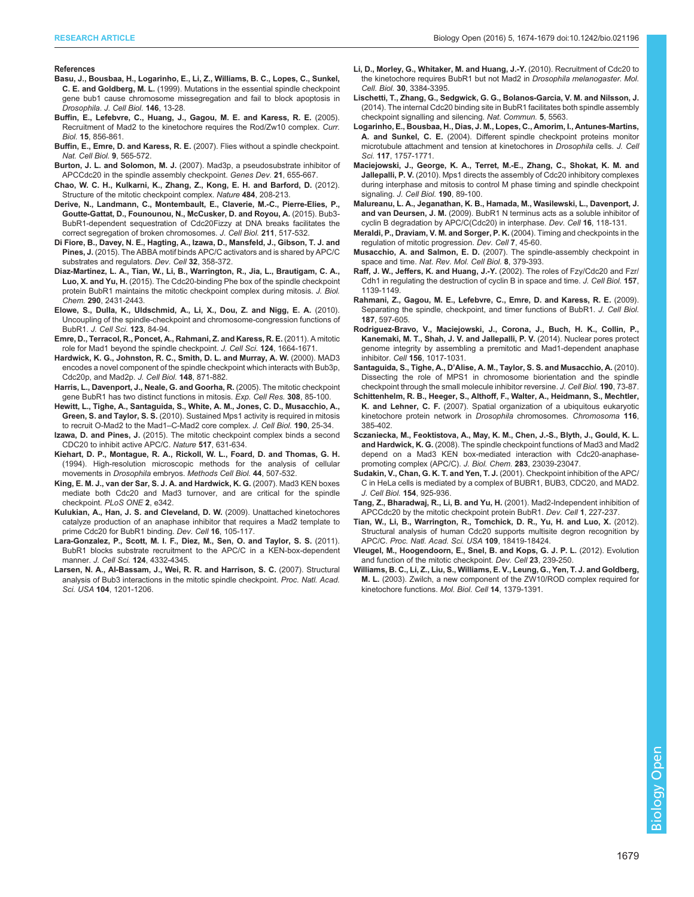## References

**Basu, J., Bousbaa, H., Logarinho, E., Li, Z., Williams, B. C., Lopes, C., Sunkel, C. E. and Goldberg, M. L.** (1999). Mutations in the essential spindle checkpoint gene bub1 cause chromosome missegregation and fail to block apoptosis in *Drosophila*. *J. Cell Biol.* **146**, 13-28.

**Buffin, E., Lefebvre, C., Huang, J., Gagou, M. E. and Karess, R. E.** (2005). Recruitment of Mad2 to the kinetochore requires the Rod/Zw10 complex. *Curr. Biol.* **15**, 856-861.

**Buffin, E., Emre, D. and Karess, R. E.** (2007). Flies without a spindle checkpoint. *Nat. Cell Biol.* **9**, 565-572.

**Burton, J. L. and Solomon, M. J.** (2007). Mad3p, a pseudosubstrate inhibitor of APCCdc20 in the spindle assembly checkpoint. *Genes Dev.* **21**, 655-667.

**Chao, W. C. H., Kulkarni, K., Zhang, Z., Kong, E. H. and Barford, D.** (2012). Structure of the mitotic checkpoint complex. *Nature* **484**, 208-213.

**Derive, N., Landmann, C., Montembault, E., Claverie, M.-C., Pierre-Elies, P., Goutte-Gattat, D., Founounou, N., McCusker, D. and Royou, A.** (2015). Bub3-BubR1-dependent sequestration of Cdc20Fizzy at DNA breaks facilitates the correct segregation of broken chromosomes. *J. Cell Biol.* **211**, 517-532.

**Di Fiore, B., Davey, N. E., Hagting, A., Izawa, D., Mansfeld, J., Gibson, T. J. and Pines, J.** (2015). The ABBA motif binds APC/C activators and is shared by APC/C substrates and regulators. *Dev. Cell* **32**, 358-372.

**Diaz-Martinez, L. A., Tian, W., Li, B., Warrington, R., Jia, L., Brautigam, C. A., Luo, X. and Yu, H.** (2015). The Cdc20-binding Phe box of the spindle checkpoint protein BubR1 maintains the mitotic checkpoint complex during mitosis. *J. Biol. Chem.* **290**, 2431-2443.

**Elowe, S., Dulla, K., Uldschmid, A., Li, X., Dou, Z. and Nigg, E. A.** (2010). Uncoupling of the spindle-checkpoint and chromosome-congression functions of BubR1. *J. Cell Sci.* **123**, 84-94.

**Emre, D., Terracol, R., Poncet, A., Rahmani, Z. and Karess, R. E.** (2011). A mitotic role for Mad1 beyond the spindle checkpoint. *J. Cell Sci.* **124**, 1664-1671.

**Hardwick, K. G., Johnston, R. C., Smith, D. L. and Murray, A. W.** (2000). MAD3 encodes a novel component of the spindle checkpoint which interacts with Bub3p, Cdc20p, and Mad2p. *J. Cell Biol.* **148**, 871-882.

**Harris, L., Davenport, J., Neale, G. and Goorha, R.** (2005). The mitotic checkpoint gene BubR1 has two distinct functions in mitosis. *Exp. Cell Res.* **308**, 85-100.

**Hewitt, L., Tighe, A., Santaguida, S., White, A. M., Jones, C. D., Musacchio, A., Green, S. and Taylor, S. S.** (2010). Sustained Mps1 activity is required in mitosis to recruit O-Mad2 to the Mad1–C-Mad2 core complex. *J. Cell Biol.* **190**, 25-34.

**Izawa, D. and Pines, J.** (2015). The mitotic checkpoint complex binds a second CDC20 to inhibit active APC/C. *Nature* **517**, 631-634.

**Kiehart, D. P., Montague, R. A., Rickoll, W. L., Foard, D. and Thomas, G. H.** (1994). High-resolution microscopic methods for the analysis of cellular movements in *Drosophila* embryos. *Methods Cell Biol.* **44**, 507-532.

**King, E. M. J., van der Sar, S. J. A. and Hardwick, K. G.** (2007). Mad3 KEN boxes mediate both Cdc20 and Mad3 turnover, and are critical for the spindle checkpoint. *PLoS ONE* **2**, e342.

**Kulukian, A., Han, J. S. and Cleveland, D. W.** (2009). Unattached kinetochores catalyze production of an anaphase inhibitor that requires a Mad2 template to prime Cdc20 for BubR1 binding. *Dev. Cell* **16**, 105-117.

**Lara-Gonzalez, P., Scott, M. I. F., Diez, M., Sen, O. and Taylor, S. S.** (2011). BubR1 blocks substrate recruitment to the APC/C in a KEN-box-dependent manner. *J. Cell Sci.* **124**, 4332-4345.

**Larsen, N. A., Al-Bassam, J., Wei, R. R. and Harrison, S. C.** (2007). Structural analysis of Bub3 interactions in the mitotic spindle checkpoint. *Proc. Natl. Acad. Sci. USA* **104**, 1201-1206.

**Li, D., Morley, G., Whitaker, M. and Huang, J.-Y.** (2010). Recruitment of Cdc20 to the kinetochore requires BubR1 but not Mad2 in *Drosophila melanogaster*. *Mol. Cell. Biol.* **30**, 3384-3395.

**Lischetti, T., Zhang, G., Sedgwick, G. G., Bolanos-Garcia, V. M. and Nilsson, J.** (2014). The internal Cdc20 binding site in BubR1 facilitates both spindle assembly checkpoint signalling and silencing. *Nat. Commun.* **5**, 5563.

**Logarinho, E., Bousbaa, H., Dias, J. M., Lopes, C., Amorim, I., Antunes-Martins, A. and Sunkel, C. E.** (2004). Different spindle checkpoint proteins monitor microtubule attachment and tension at kinetochores in *Drosophila* cells. *J. Cell Sci.* **117**, 1757-1771.

**Maciejowski, J., George, K. A., Terret, M.-E., Zhang, C., Shokat, K. M. and Jallepalli, P. V.** (2010). Mps1 directs the assembly of Cdc20 inhibitory complexes during interphase and mitosis to control M phase timing and spindle checkpoint signaling. *J. Cell Biol.* **190**, 89-100.

**Malureanu, L. A., Jeganathan, K. B., Hamada, M., Wasilewski, L., Davenport, J. and van Deursen, J. M.** (2009). BubR1 N terminus acts as a soluble inhibitor of cyclin B degradation by APC/C(Cdc20) in interphase. *Dev. Cell* **16**, 118-131.

**Meraldi, P., Draviam, V. M. and Sorger, P. K.** (2004). Timing and checkpoints in the regulation of mitotic progression. *Dev. Cell* **7**, 45-60.

**Musacchio, A. and Salmon, E. D.** (2007). The spindle-assembly checkpoint in space and time. *Nat. Rev. Mol. Cell Biol.* **8**, 379-393.

**Raff, J. W., Jeffers, K. and Huang, J.-Y.** (2002). The roles of Fzy/Cdc20 and Fzr/Cdh1 in regulating the destruction of cyclin B in space and time. *J. Cell Biol.* **157**, 1139-1149.

**Rahmani, Z., Gagou, M. E., Lefebvre, C., Emre, D. and Karess, R. E.** (2009). Separating the spindle, checkpoint, and timer functions of BubR1. *J. Cell Biol.* **187**, 597-605.

**Rodriguez-Bravo, V., Maciejowski, J., Corona, J., Buch, H. K., Collin, P., Kanemaki, M. T., Shah, J. V. and Jallepalli, P. V.** (2014). Nuclear pores protect genome integrity by assembling a premitotic and Mad1-dependent anaphase inhibitor. *Cell* **156**, 1017-1031.

**Santaguida, S., Tighe, A., D'Alise, A. M., Taylor, S. S. and Musacchio, A.** (2010). Dissecting the role of MPS1 in chromosome biorientation and the spindle checkpoint through the small molecule inhibitor reversine. *J. Cell Biol.* **190**, 73-87.

**Schittenhelm, R. B., Heeger, S., Althoff, F., Walter, A., Heidmann, S., Mechtler, K. and Lehner, C. F.** (2007). Spatial organization of a ubiquitous eukaryotic kinetochore protein network in *Drosophila* chromosomes. *Chromosoma* **116**, 385-402.

**Sczaniecka, M., Feoktistova, A., May, K. M., Chen, J.-S., Blyth, J., Gould, K. L. and Hardwick, K. G.** (2008). The spindle checkpoint functions of Mad3 and Mad2 depend on a Mad3 KEN box-mediated interaction with Cdc20-anaphase-promoting complex (APC/C). *J. Biol. Chem.* **283**, 23039-23047.

**Sudakin, V., Chan, G. K. T. and Yen, T. J.** (2001). Checkpoint inhibition of the APC/C in HeLa cells is mediated by a complex of BUBR1, BUB3, CDC20, and MAD2. *J. Cell Biol.* **154**, 925-936.

**Tang, Z., Bharadwaj, R., Li, B. and Yu, H.** (2001). Mad2-Independent inhibition of APCCdc20 by the mitotic checkpoint protein BubR1. *Dev. Cell* **1**, 227-237.

**Tian, W., Li, B., Warrington, R., Tomchick, D. R., Yu, H. and Luo, X.** (2012). Structural analysis of human Cdc20 supports multisite degron recognition by APC/C. *Proc. Natl. Acad. Sci. USA* **109**, 18419-18424.

**Vleugel, M., Hoogendoorn, E., Snel, B. and Kops, G. J. P. L.** (2012). Evolution and function of the mitotic checkpoint. *Dev. Cell* **23**, 239-250.

**Williams, B. C., Li, Z., Liu, S., Williams, E. V., Leung, G., Yen, T. J. and Goldberg, M. L.** (2003). Zwilch, a new component of the ZW10/ROD complex required for kinetochore functions. *Mol. Biol. Cell* **14**, 1379-1391.